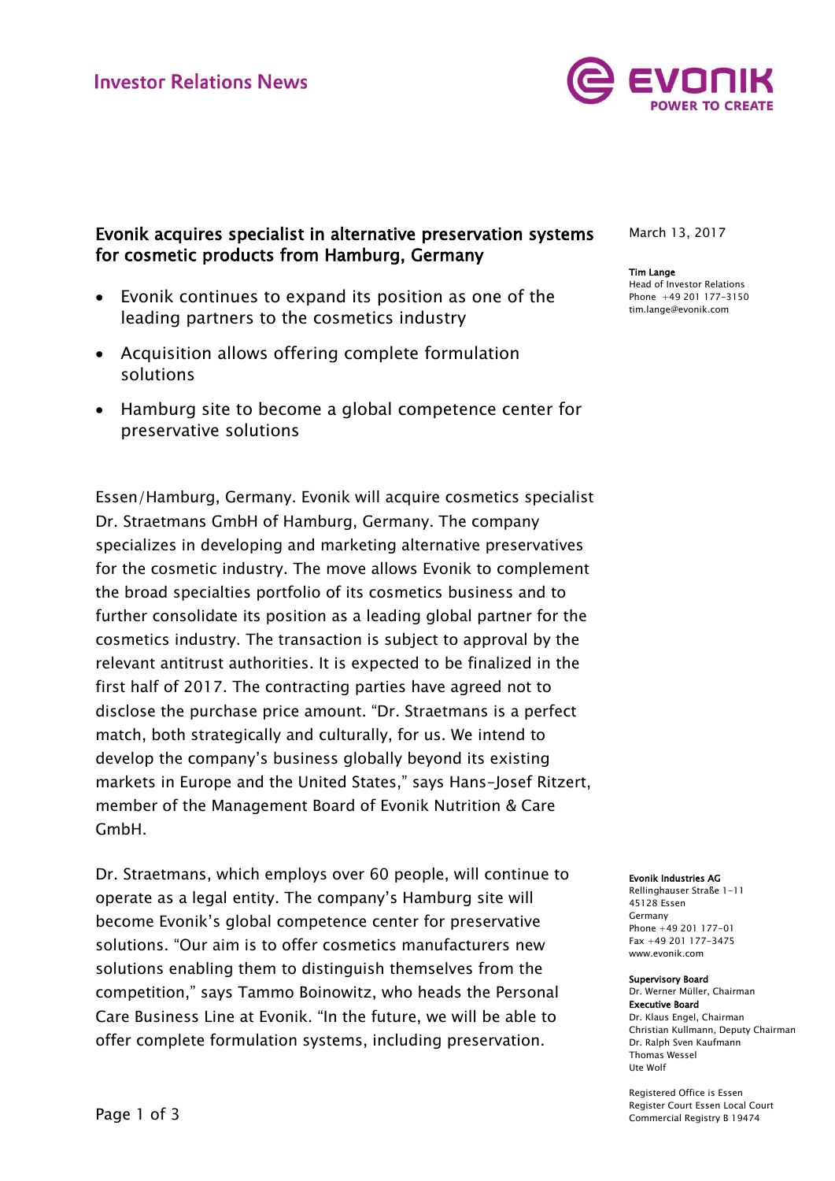Investor Relations News

# Evonik acquires specialist in alternative preservation systems for cosmetic products from Hamburg, Germany

March 13, 2017

**Tim Lange**
Head of Investor Relations
Phone +49 201 177-3150
tim.lange@evonik.com

- Evonik continues to expand its position as one of the leading partners to the cosmetics industry
- Acquisition allows offering complete formulation solutions
- Hamburg site to become a global competence center for preservative solutions

Essen/Hamburg, Germany. Evonik will acquire cosmetics specialist Dr. Straetmans GmbH of Hamburg, Germany. The company specializes in developing and marketing alternative preservatives for the cosmetic industry. The move allows Evonik to complement the broad specialties portfolio of its cosmetics business and to further consolidate its position as a leading global partner for the cosmetics industry. The transaction is subject to approval by the relevant antitrust authorities. It is expected to be finalized in the first half of 2017. The contracting parties have agreed not to disclose the purchase price amount. "Dr. Straetmans is a perfect match, both strategically and culturally, for us. We intend to develop the company's business globally beyond its existing markets in Europe and the United States," says Hans-Josef Ritzert, member of the Management Board of Evonik Nutrition & Care GmbH.

Dr. Straetmans, which employs over 60 people, will continue to operate as a legal entity. The company's Hamburg site will become Evonik's global competence center for preservative solutions. "Our aim is to offer cosmetics manufacturers new solutions enabling them to distinguish themselves from the competition," says Tammo Boinowitz, who heads the Personal Care Business Line at Evonik. "In the future, we will be able to offer complete formulation systems, including preservation.

**Evonik Industries AG**
Rellinghauser Straße 1-11
45128 Essen
Germany
Phone +49 201 177-01
Fax +49 201 177-3475
www.evonik.com

**Supervisory Board**
Dr. Werner Müller, Chairman
**Executive Board**
Dr. Klaus Engel, Chairman
Christian Kullmann, Deputy Chairman
Dr. Ralph Sven Kaufmann
Thomas Wessel
Ute Wolf

Registered Office is Essen
Register Court Essen Local Court
Commercial Registry B 19474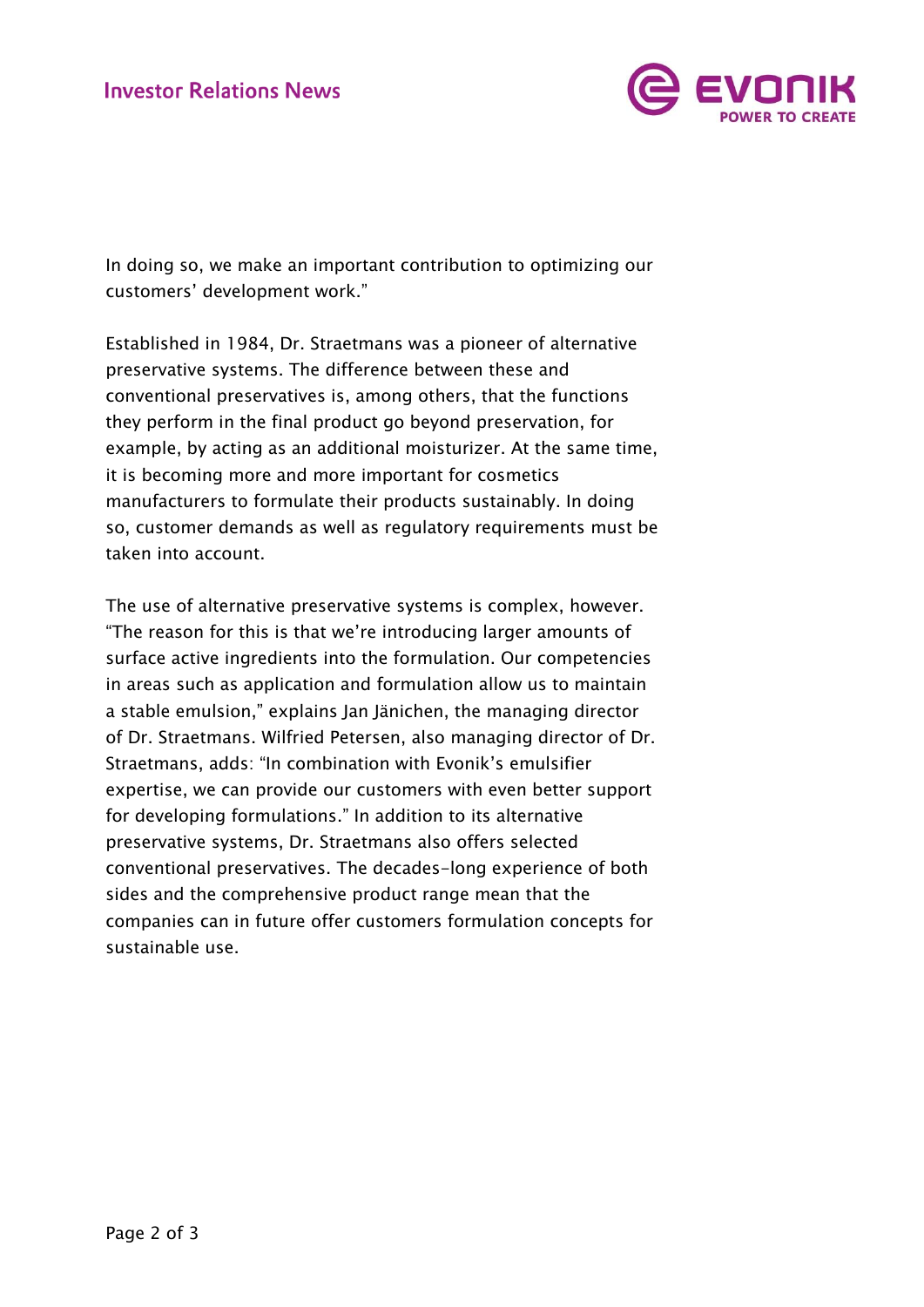In doing so, we make an important contribution to optimizing our customers' development work."

Established in 1984, Dr. Straetmans was a pioneer of alternative preservative systems. The difference between these and conventional preservatives is, among others, that the functions they perform in the final product go beyond preservation, for example, by acting as an additional moisturizer. At the same time, it is becoming more and more important for cosmetics manufacturers to formulate their products sustainably. In doing so, customer demands as well as regulatory requirements must be taken into account.

The use of alternative preservative systems is complex, however. "The reason for this is that we're introducing larger amounts of surface active ingredients into the formulation. Our competencies in areas such as application and formulation allow us to maintain a stable emulsion," explains Jan Jänichen, the managing director of Dr. Straetmans. Wilfried Petersen, also managing director of Dr. Straetmans, adds: "In combination with Evonik's emulsifier expertise, we can provide our customers with even better support for developing formulations." In addition to its alternative preservative systems, Dr. Straetmans also offers selected conventional preservatives. The decades-long experience of both sides and the comprehensive product range mean that the companies can in future offer customers formulation concepts for sustainable use.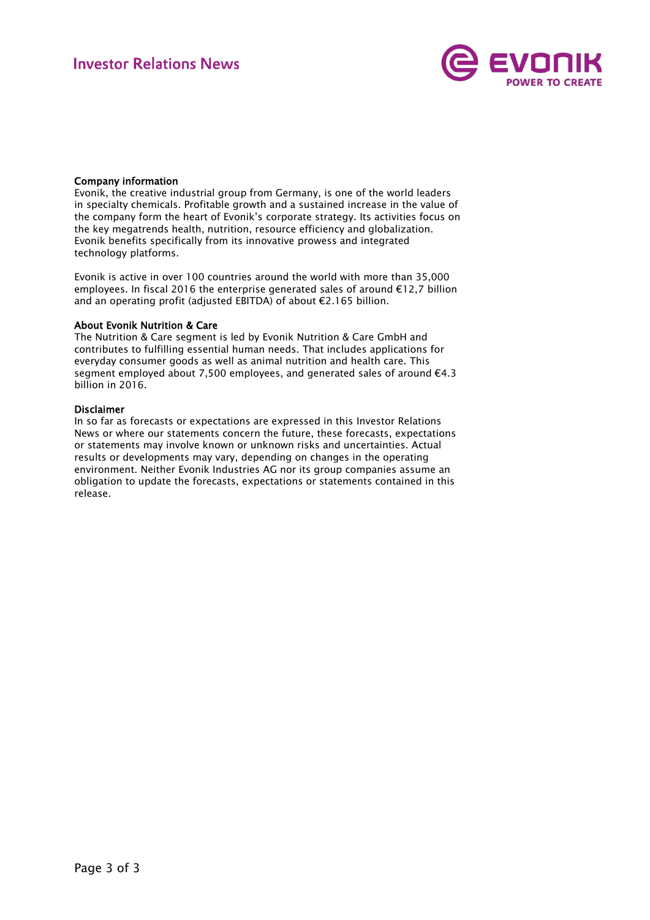**Company information**

Evonik, the creative industrial group from Germany, is one of the world leaders in specialty chemicals. Profitable growth and a sustained increase in the value of the company form the heart of Evonik's corporate strategy. Its activities focus on the key megatrends health, nutrition, resource efficiency and globalization. Evonik benefits specifically from its innovative prowess and integrated technology platforms.

Evonik is active in over 100 countries around the world with more than 35,000 employees. In fiscal 2016 the enterprise generated sales of around €12,7 billion and an operating profit (adjusted EBITDA) of about €2.165 billion.

**About Evonik Nutrition & Care**

The Nutrition & Care segment is led by Evonik Nutrition & Care GmbH and contributes to fulfilling essential human needs. That includes applications for everyday consumer goods as well as animal nutrition and health care. This segment employed about 7,500 employees, and generated sales of around €4.3 billion in 2016.

**Disclaimer**

In so far as forecasts or expectations are expressed in this Investor Relations News or where our statements concern the future, these forecasts, expectations or statements may involve known or unknown risks and uncertainties. Actual results or developments may vary, depending on changes in the operating environment. Neither Evonik Industries AG nor its group companies assume an obligation to update the forecasts, expectations or statements contained in this release.